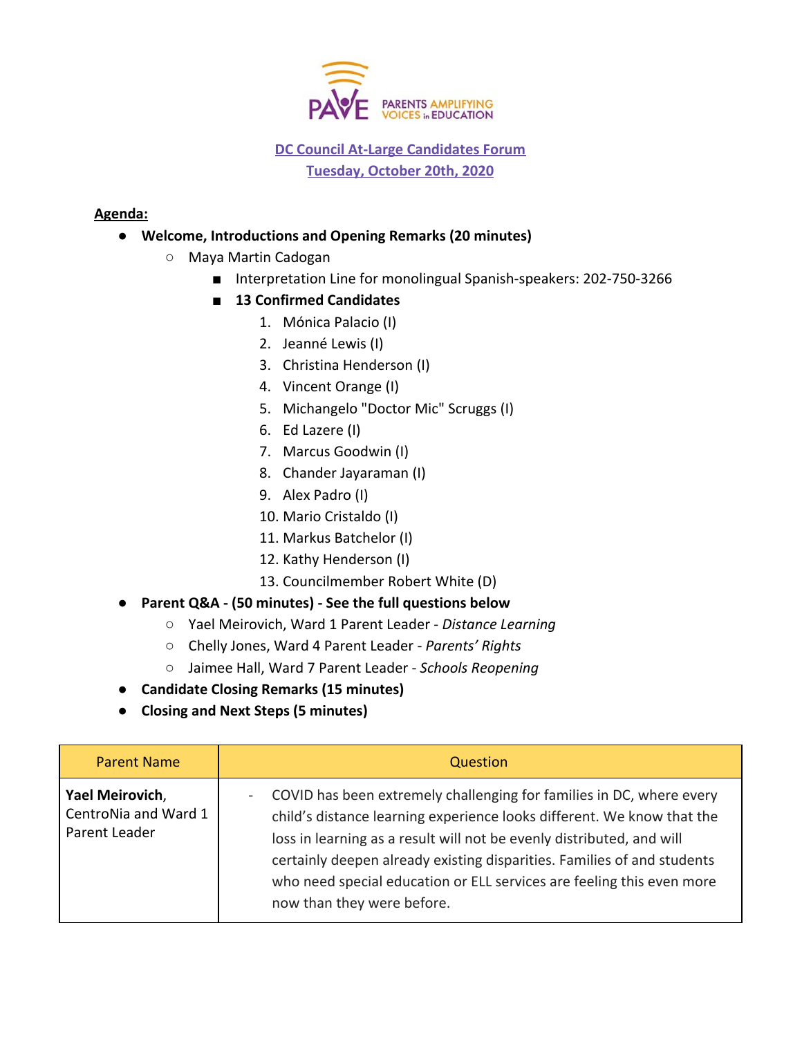PAVE PARENTS AMPLIFYING VOICES in EDUCATION

**DC Council At-Large Candidates Forum**
**Tuesday, October 20th, 2020**

**Agenda:**

- **Welcome, Introductions and Opening Remarks (20 minutes)**
    - Maya Martin Cadogan
        - Interpretation Line for monolingual Spanish-speakers: 202-750-3266
        - **13 Confirmed Candidates**
            1. Mónica Palacio (I)
            2. Jeanné Lewis (I)
            3. Christina Henderson (I)
            4. Vincent Orange (I)
            5. Michangelo "Doctor Mic" Scruggs (I)
            6. Ed Lazere (I)
            7. Marcus Goodwin (I)
            8. Chander Jayaraman (I)
            9. Alex Padro (I)
            10. Mario Cristaldo (I)
            11. Markus Batchelor (I)
            12. Kathy Henderson (I)
            13. Councilmember Robert White (D)
- **Parent Q&A - (50 minutes) - See the full questions below**
    - Yael Meirovich, Ward 1 Parent Leader - *Distance Learning*
    - Chelly Jones, Ward 4 Parent Leader - *Parents' Rights*
    - Jaimee Hall, Ward 7 Parent Leader - *Schools Reopening*
- **Candidate Closing Remarks (15 minutes)**
- **Closing and Next Steps (5 minutes)**

| Parent Name | Question |
|---|---|
| **Yael Meirovich**, CentroNia and Ward 1 Parent Leader | - COVID has been extremely challenging for families in DC, where every child's distance learning experience looks different. We know that the loss in learning as a result will not be evenly distributed, and will certainly deepen already existing disparities. Families of and students who need special education or ELL services are feeling this even more now than they were before. |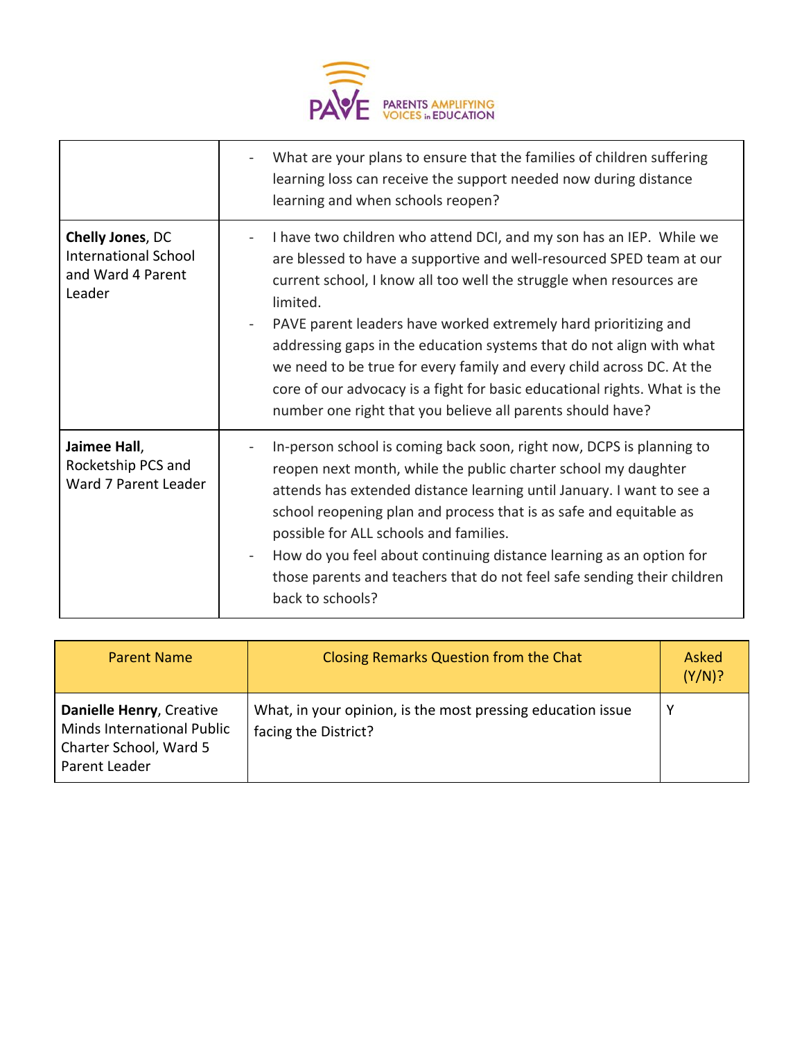| | |
|---|---|
| | - What are your plans to ensure that the families of children suffering learning loss can receive the support needed now during distance learning and when schools reopen? |
| **Chelly Jones**, DC International School and Ward 4 Parent Leader | - I have two children who attend DCI, and my son has an IEP. While we are blessed to have a supportive and well-resourced SPED team at our current school, I know all too well the struggle when resources are limited.<br>- PAVE parent leaders have worked extremely hard prioritizing and addressing gaps in the education systems that do not align with what we need to be true for every family and every child across DC. At the core of our advocacy is a fight for basic educational rights. What is the number one right that you believe all parents should have? |
| **Jaimee Hall**, Rocketship PCS and Ward 7 Parent Leader | - In-person school is coming back soon, right now, DCPS is planning to reopen next month, while the public charter school my daughter attends has extended distance learning until January. I want to see a school reopening plan and process that is as safe and equitable as possible for ALL schools and families.<br>- How do you feel about continuing distance learning as an option for those parents and teachers that do not feel safe sending their children back to schools? |

| Parent Name | Closing Remarks Question from the Chat | Asked (Y/N)? |
|---|---|---|
| **Danielle Henry**, Creative Minds International Public Charter School, Ward 5 Parent Leader | What, in your opinion, is the most pressing education issue facing the District? | Y |